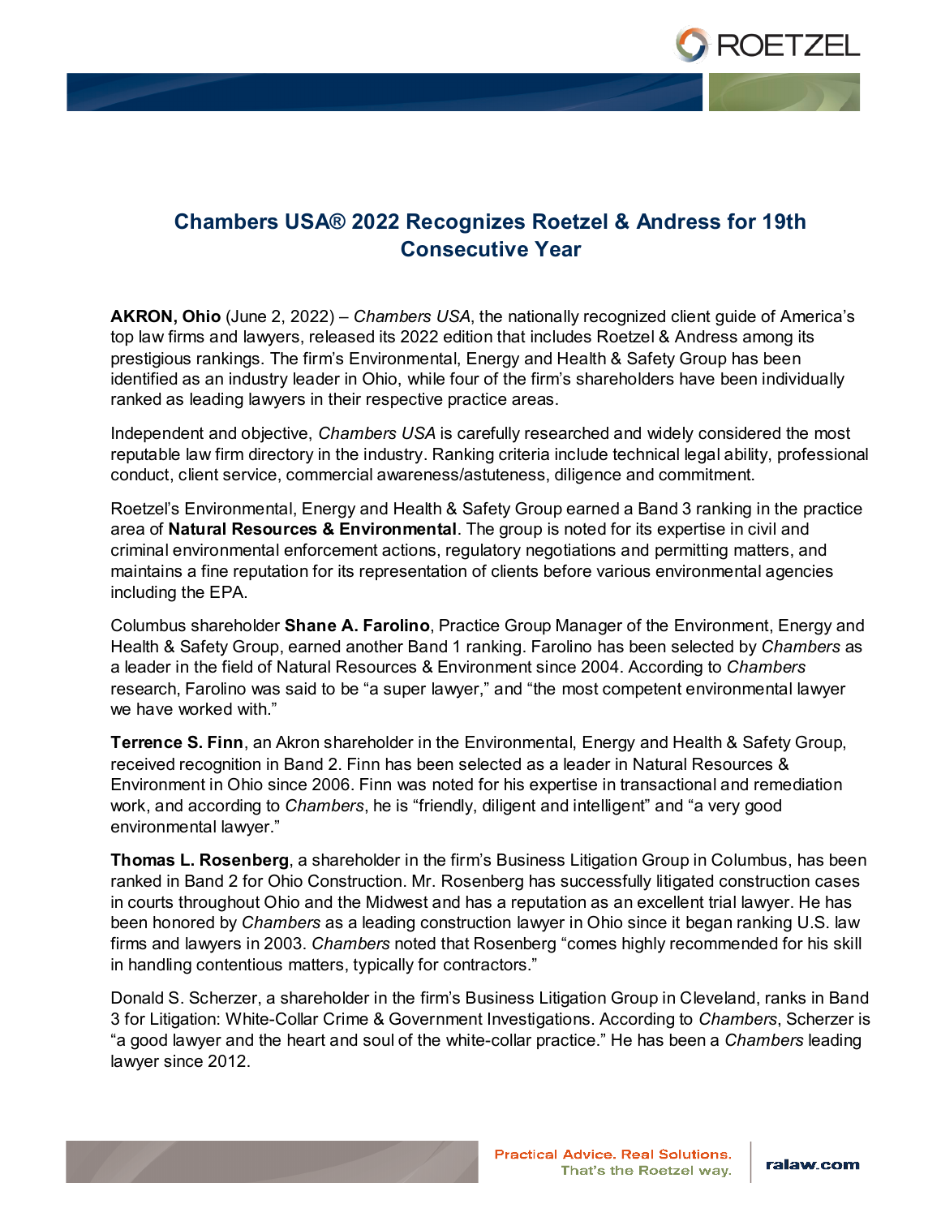# Chambers USA® 2022 Recognizes Roetzel & Andress for 19th Consecutive Year

**AKRON, Ohio** (June 2, 2022) – *Chambers USA*, the nationally recognized client guide of America's top law firms and lawyers, released its 2022 edition that includes Roetzel & Andress among its prestigious rankings. The firm's Environmental, Energy and Health & Safety Group has been identified as an industry leader in Ohio, while four of the firm's shareholders have been individually ranked as leading lawyers in their respective practice areas.

Independent and objective, *Chambers USA* is carefully researched and widely considered the most reputable law firm directory in the industry. Ranking criteria include technical legal ability, professional conduct, client service, commercial awareness/astuteness, diligence and commitment.

Roetzel's Environmental, Energy and Health & Safety Group earned a Band 3 ranking in the practice area of **Natural Resources & Environmental**. The group is noted for its expertise in civil and criminal environmental enforcement actions, regulatory negotiations and permitting matters, and maintains a fine reputation for its representation of clients before various environmental agencies including the EPA.

Columbus shareholder **Shane A. Farolino**, Practice Group Manager of the Environment, Energy and Health & Safety Group, earned another Band 1 ranking. Farolino has been selected by *Chambers* as a leader in the field of Natural Resources & Environment since 2004. According to *Chambers* research, Farolino was said to be "a super lawyer," and "the most competent environmental lawyer we have worked with."

**Terrence S. Finn**, an Akron shareholder in the Environmental, Energy and Health & Safety Group, received recognition in Band 2. Finn has been selected as a leader in Natural Resources & Environment in Ohio since 2006. Finn was noted for his expertise in transactional and remediation work, and according to *Chambers*, he is "friendly, diligent and intelligent" and "a very good environmental lawyer."

**Thomas L. Rosenberg**, a shareholder in the firm's Business Litigation Group in Columbus, has been ranked in Band 2 for Ohio Construction. Mr. Rosenberg has successfully litigated construction cases in courts throughout Ohio and the Midwest and has a reputation as an excellent trial lawyer. He has been honored by *Chambers* as a leading construction lawyer in Ohio since it began ranking U.S. law firms and lawyers in 2003. *Chambers* noted that Rosenberg "comes highly recommended for his skill in handling contentious matters, typically for contractors."

Donald S. Scherzer, a shareholder in the firm's Business Litigation Group in Cleveland, ranks in Band 3 for Litigation: White-Collar Crime & Government Investigations. According to *Chambers*, Scherzer is "a good lawyer and the heart and soul of the white-collar practice." He has been a *Chambers* leading lawyer since 2012.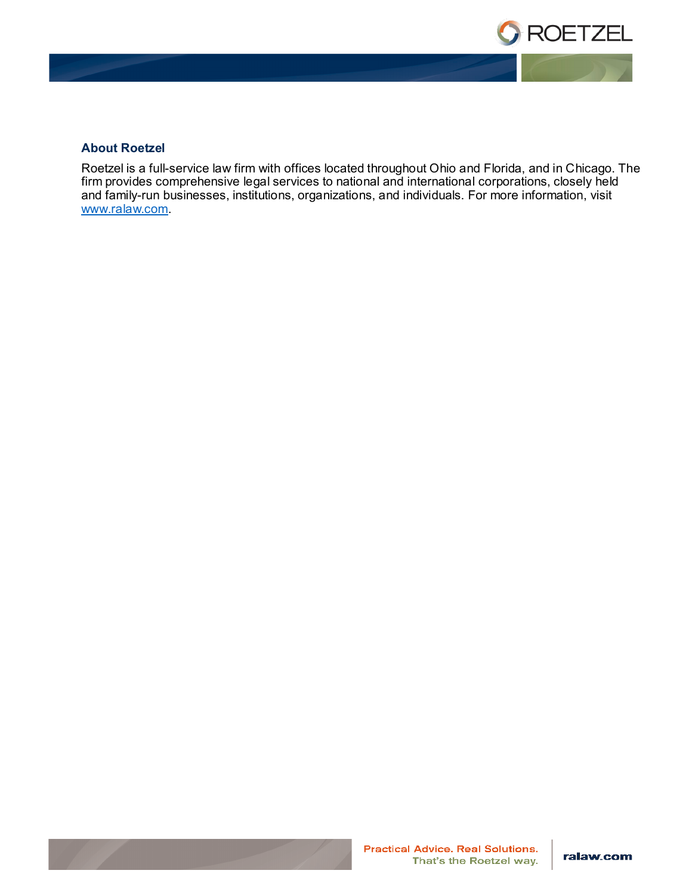## About Roetzel

Roetzel is a full-service law firm with offices located throughout Ohio and Florida, and in Chicago. The firm provides comprehensive legal services to national and international corporations, closely held and family-run businesses, institutions, organizations, and individuals. For more information, visit www.ralaw.com.